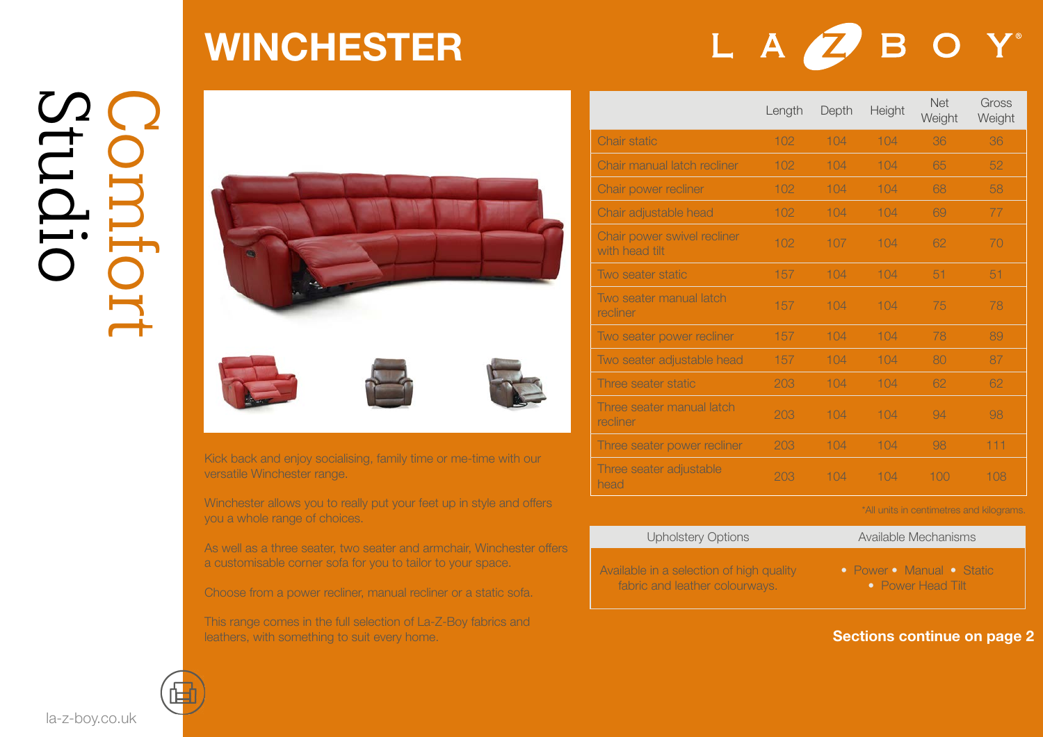# WINCHESTER

LA-Z-BOY®

Comfort Studio

| | Length | Depth | Height | Net Weight | Gross Weight |
|---|---|---|---|---|---|
| Chair static | 102 | 104 | 104 | 36 | 36 |
| Chair manual latch recliner | 102 | 104 | 104 | 65 | 52 |
| Chair power recliner | 102 | 104 | 104 | 68 | 58 |
| Chair adjustable head | 102 | 104 | 104 | 69 | 77 |
| Chair power swivel recliner with head tilt | 102 | 107 | 104 | 62 | 70 |
| Two seater static | 157 | 104 | 104 | 51 | 51 |
| Two seater manual latch recliner | 157 | 104 | 104 | 75 | 78 |
| Two seater power recliner | 157 | 104 | 104 | 78 | 89 |
| Two seater adjustable head | 157 | 104 | 104 | 80 | 87 |
| Three seater static | 203 | 104 | 104 | 62 | 62 |
| Three seater manual latch recliner | 203 | 104 | 104 | 94 | 98 |
| Three seater power recliner | 203 | 104 | 104 | 98 | 111 |
| Three seater adjustable head | 203 | 104 | 104 | 100 | 108 |

*All units in centimetres and kilograms.

Kick back and enjoy socialising, family time or me-time with our versatile Winchester range.

Winchester allows you to really put your feet up in style and offers you a whole range of choices.

As well as a three seater, two seater and armchair, Winchester offers a customisable corner sofa for you to tailor to your space.

Choose from a power recliner, manual recliner or a static sofa.

This range comes in the full selection of La-Z-Boy fabrics and leathers, with something to suit every home.

| Upholstery Options | Available Mechanisms |
|---|---|
| Available in a selection of high quality fabric and leather colourways. | • Power • Manual • Static • Power Head Tilt |

**Sections continue on page 2**

la-z-boy.co.uk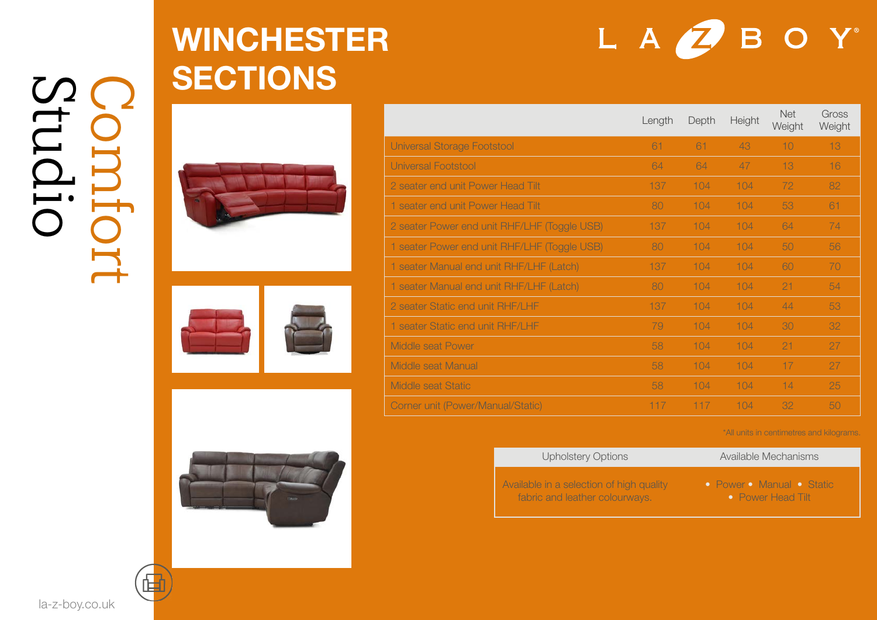Comfort Studio

# WINCHESTER SECTIONS

LA-Z-BOY®

| | Length | Depth | Height | Net Weight | Gross Weight |
|---|---|---|---|---|---|
| Universal Storage Footstool | 61 | 61 | 43 | 10 | 13 |
| Universal Footstool | 64 | 64 | 47 | 13 | 16 |
| 2 seater end unit Power Head Tilt | 137 | 104 | 104 | 72 | 82 |
| 1 seater end unit Power Head Tilt | 80 | 104 | 104 | 53 | 61 |
| 2 seater Power end unit RHF/LHF (Toggle USB) | 137 | 104 | 104 | 64 | 74 |
| 1 seater Power end unit RHF/LHF (Toggle USB) | 80 | 104 | 104 | 50 | 56 |
| 1 seater Manual end unit RHF/LHF (Latch) | 137 | 104 | 104 | 60 | 70 |
| 1 seater Manual end unit RHF/LHF (Latch) | 80 | 104 | 104 | 21 | 54 |
| 2 seater Static end unit RHF/LHF | 137 | 104 | 104 | 44 | 53 |
| 1 seater Static end unit RHF/LHF | 79 | 104 | 104 | 30 | 32 |
| Middle seat Power | 58 | 104 | 104 | 21 | 27 |
| Middle seat Manual | 58 | 104 | 104 | 17 | 27 |
| Middle seat Static | 58 | 104 | 104 | 14 | 25 |
| Corner unit (Power/Manual/Static) | 117 | 117 | 104 | 32 | 50 |

*All units in centimetres and kilograms.

| Upholstery Options | Available Mechanisms |
|---|---|
| Available in a selection of high quality fabric and leather colourways. | • Power • Manual • Static • Power Head Tilt |

la-z-boy.co.uk